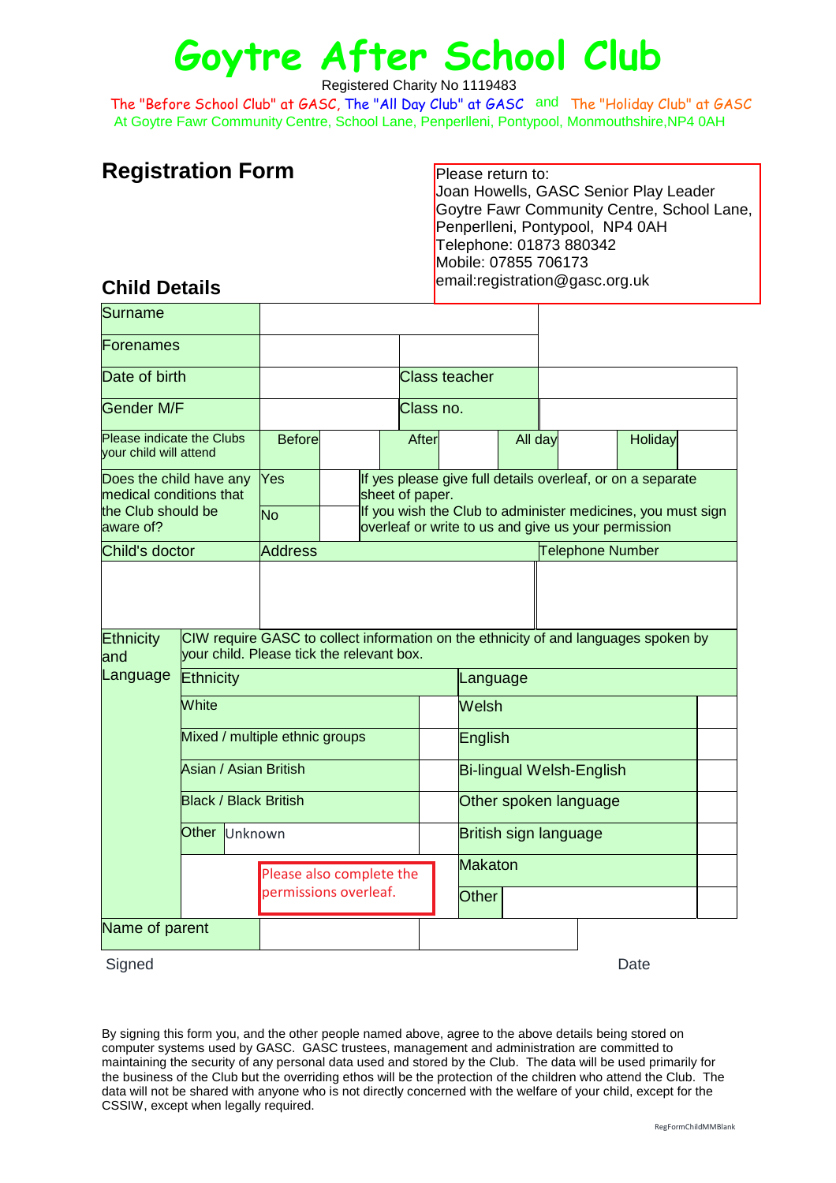# Goytre After School Club

Registered Charity No 1119483

The "Before School Club" at GASC, The "All Day Club" at GASC and The "Holiday Club" at GASC

At Goytre Fawr Community Centre, School Lane, Penperlleni, Pontypool, Monmouthshire,NP4 0AH

## Registration Form

Please return to:
Joan Howells, GASC Senior Play Leader
Goytre Fawr Community Centre, School Lane, Penperlleni, Pontypool, NP4 0AH
Telephone: 01873 880342
Mobile: 07855 706173
email:registration@gasc.org.uk

## Child Details

| | | | | | | | |
|---|---|---|---|---|---|---|---|
| Surname | | | | | | | |
| Forenames | | | | | | | |
| Date of birth | | | Class teacher | | | | |
| Gender M/F | | | Class no. | | | | |
| Please indicate the Clubs your child will attend | Before | | After | | All day | | Holiday |
| Does the child have any medical conditions that the Club should be aware of? | Yes | | If yes please give full details overleaf, or on a separate sheet of paper. | | | | |
| | No | | If you wish the Club to administer medicines, you must sign overleaf or write to us and give us your permission | | | | |
| Child's doctor | Address | | | | Telephone Number | | |
| | | | | | | | |

| Ethnicity and Language | CIW require GASC to collect information on the ethnicity of and languages spoken by your child. Please tick the relevant box. | | | |
|---|---|---|---|---|
| | Ethnicity | | Language | |
| | White | | Welsh | |
| | Mixed / multiple ethnic groups | | English | |
| | Asian / Asian British | | Bi-lingual Welsh-English | |
| | Black / Black British | | Other spoken language | |
| | Other Unknown | | British sign language | |
| | | | Makaton | |
| | | | Other | |

Please also complete the permissions overleaf.

| | |
|---|---|
| Name of parent | |

Signed Date

By signing this form you, and the other people named above, agree to the above details being stored on computer systems used by GASC. GASC trustees, management and administration are committed to maintaining the security of any personal data used and stored by the Club. The data will be used primarily for the business of the Club but the overriding ethos will be the protection of the children who attend the Club. The data will not be shared with anyone who is not directly concerned with the welfare of your child, except for the CSSIW, except when legally required.

RegFormChildMMBlank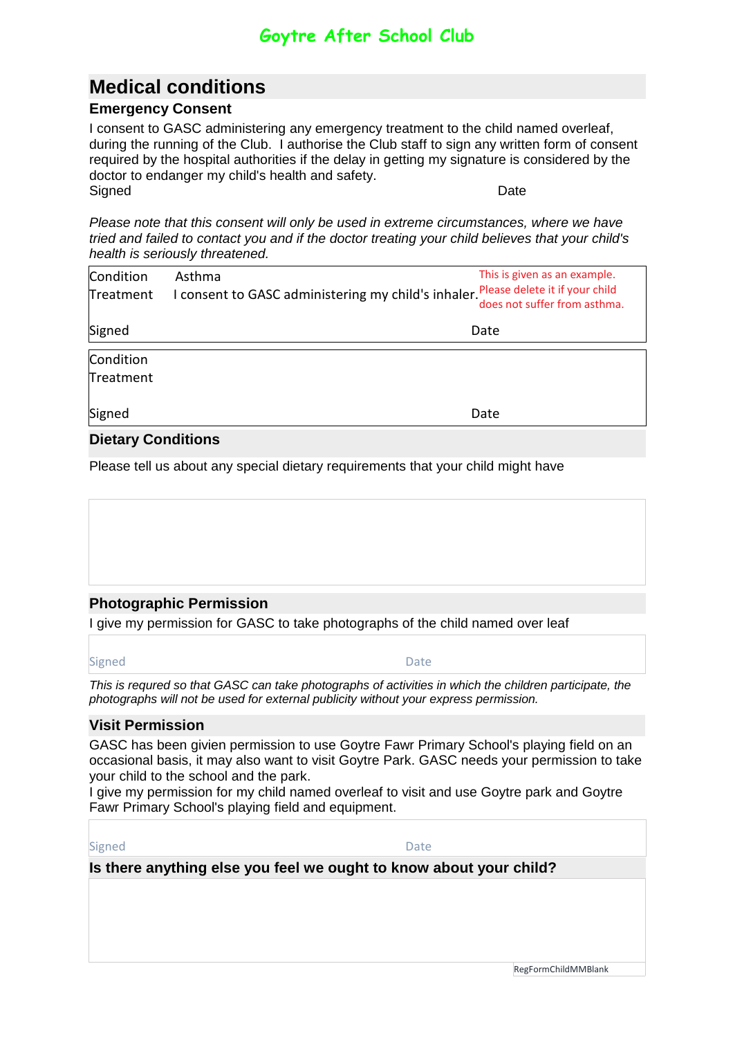Goytre After School Club

## Medical conditions

### Emergency Consent

I consent to GASC administering any emergency treatment to the child named overleaf, during the running of the Club. I authorise the Club staff to sign any written form of consent required by the hospital authorities if the delay in getting my signature is considered by the doctor to endanger my child's health and safety.

Signed Date

*Please note that this consent will only be used in extreme circumstances, where we have tried and failed to contact you and if the doctor treating your child believes that your child's health is seriously threatened.*

Condition Asthma

Treatment I consent to GASC administering my child's inhaler.

This is given as an example. Please delete it if your child does not suffer from asthma.

Signed Date

Condition

Treatment

Signed Date

### Dietary Conditions

Please tell us about any special dietary requirements that your child might have

### Photographic Permission

I give my permission for GASC to take photographs of the child named over leaf

Signed Date

*This is requred so that GASC can take photographs of activities in which the children participate, the photographs will not be used for external publicity without your express permission.*

### Visit Permission

GASC has been givien permission to use Goytre Fawr Primary School's playing field on an occasional basis, it may also want to visit Goytre Park. GASC needs your permission to take your child to the school and the park.

I give my permission for my child named overleaf to visit and use Goytre park and Goytre Fawr Primary School's playing field and equipment.

Signed Date

### Is there anything else you feel we ought to know about your child?

RegFormChildMMBlank